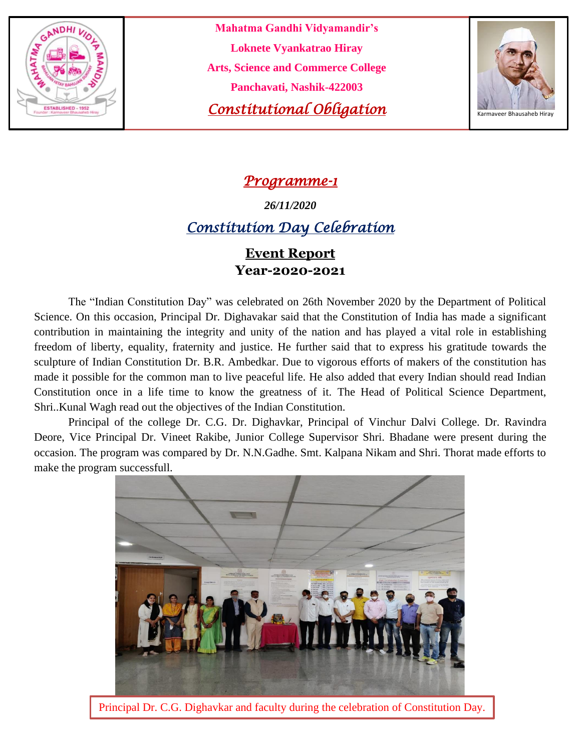Mahatma Gandhi Vidyamandir's
Loknete Vyankatrao Hiray
Arts, Science and Commerce College
Panchavati, Nashik-422003

*Constitutional Obligation*

Karmaveer Bhausaheb Hiray

## *Programme-1*

***26/11/2020***

## *Constitution Day Celebration*

### Event Report
### Year-2020-2021

The "Indian Constitution Day" was celebrated on 26th November 2020 by the Department of Political Science. On this occasion, Principal Dr. Dighavakar said that the Constitution of India has made a significant contribution in maintaining the integrity and unity of the nation and has played a vital role in establishing freedom of liberty, equality, fraternity and justice. He further said that to express his gratitude towards the sculpture of Indian Constitution Dr. B.R. Ambedkar. Due to vigorous efforts of makers of the constitution has made it possible for the common man to live peaceful life. He also added that every Indian should read Indian Constitution once in a life time to know the greatness of it. The Head of Political Science Department, Shri..Kunal Wagh read out the objectives of the Indian Constitution.

Principal of the college Dr. C.G. Dr. Dighavkar, Principal of Vinchur Dalvi College. Dr. Ravindra Deore, Vice Principal Dr. Vineet Rakibe, Junior College Supervisor Shri. Bhadane were present during the occasion. The program was compared by Dr. N.N.Gadhe. Smt. Kalpana Nikam and Shri. Thorat made efforts to make the program successfull.

Principal Dr. C.G. Dighavkar and faculty during the celebration of Constitution Day.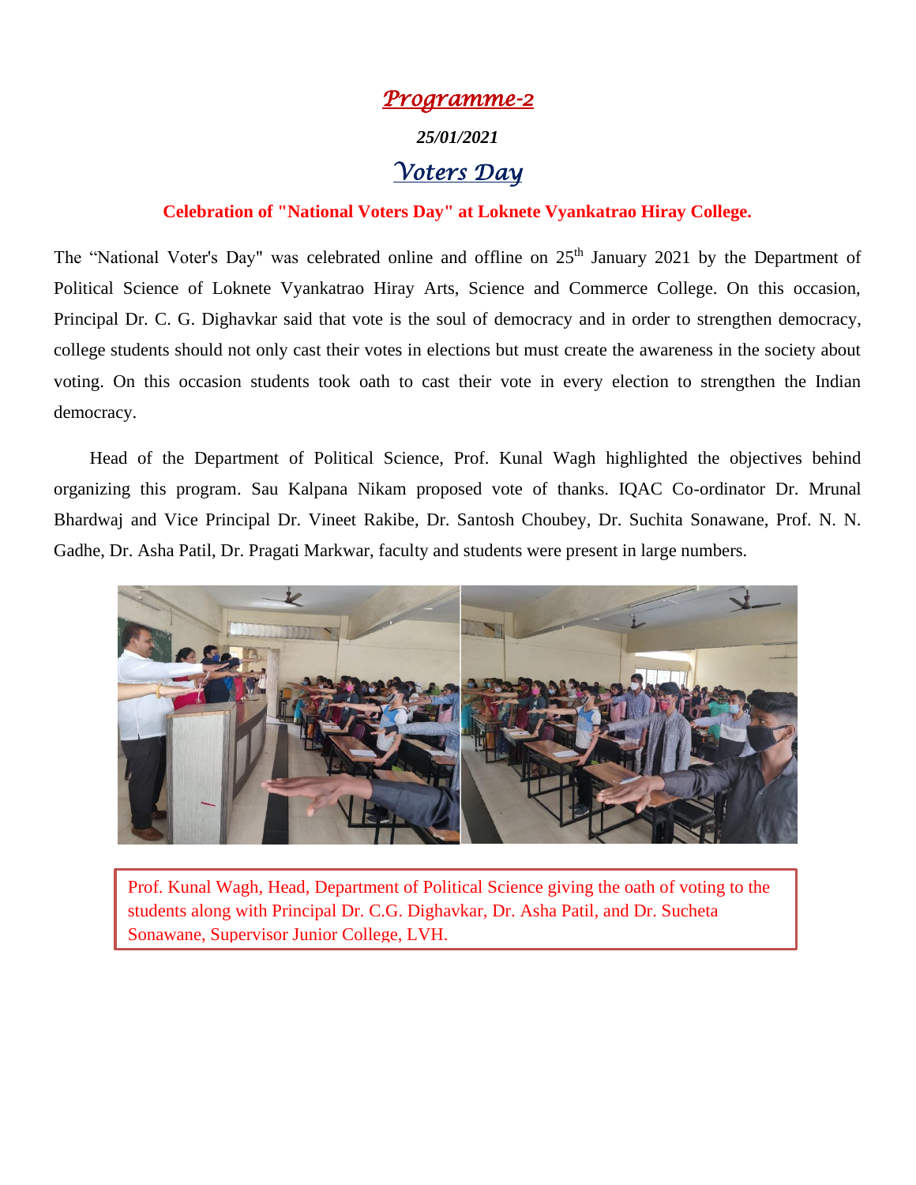# *Programme-2*

***25/01/2021***

## *Voters Day*

**Celebration of "National Voters Day" at Loknete Vyankatrao Hiray College.**

The "National Voter's Day" was celebrated online and offline on 25th January 2021 by the Department of Political Science of Loknete Vyankatrao Hiray Arts, Science and Commerce College. On this occasion, Principal Dr. C. G. Dighavkar said that vote is the soul of democracy and in order to strengthen democracy, college students should not only cast their votes in elections but must create the awareness in the society about voting. On this occasion students took oath to cast their vote in every election to strengthen the Indian democracy.

Head of the Department of Political Science, Prof. Kunal Wagh highlighted the objectives behind organizing this program. Sau Kalpana Nikam proposed vote of thanks. IQAC Co-ordinator Dr. Mrunal Bhardwaj and Vice Principal Dr. Vineet Rakibe, Dr. Santosh Choubey, Dr. Suchita Sonawane, Prof. N. N. Gadhe, Dr. Asha Patil, Dr. Pragati Markwar, faculty and students were present in large numbers.

Prof. Kunal Wagh, Head, Department of Political Science giving the oath of voting to the students along with Principal Dr. C.G. Dighavkar, Dr. Asha Patil, and Dr. Sucheta Sonawane, Supervisor Junior College, LVH.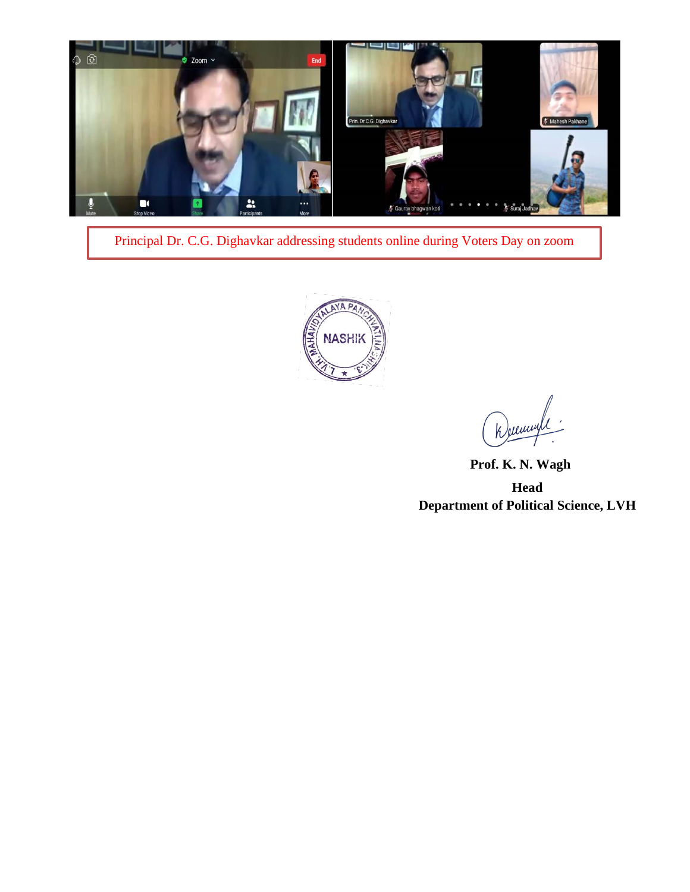Principal Dr. C.G. Dighavkar addressing students online during Voters Day on zoom

**Prof. K. N. Wagh**

**Head**

**Department of Political Science, LVH**